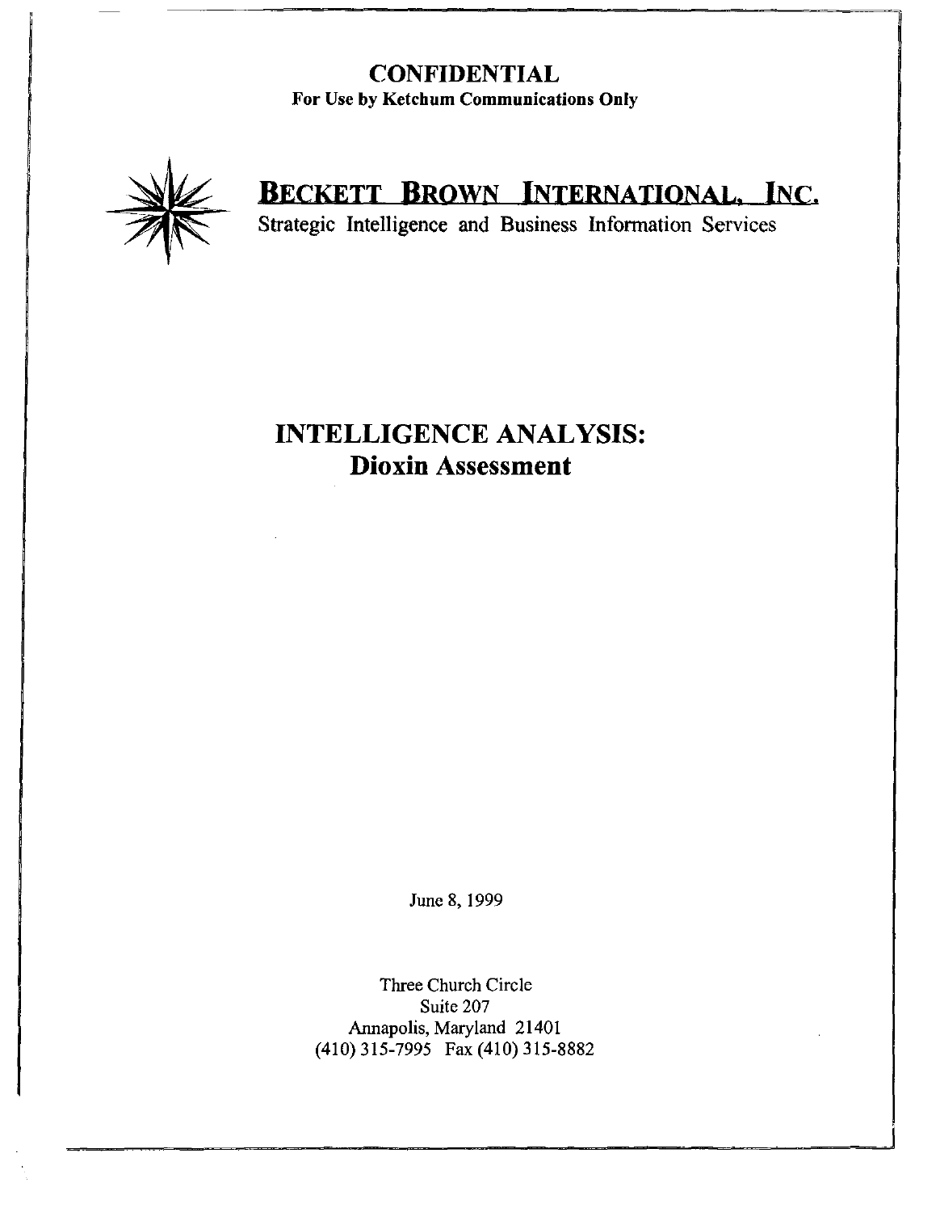**CONFIDENTIAL**
**For Use by Ketchum Communications Only**

# BECKETT BROWN INTERNATIONAL, INC.

Strategic Intelligence and Business Information Services

# INTELLIGENCE ANALYSIS:
## Dioxin Assessment

June 8, 1999

Three Church Circle
Suite 207
Annapolis, Maryland 21401
(410) 315-7995 Fax (410) 315-8882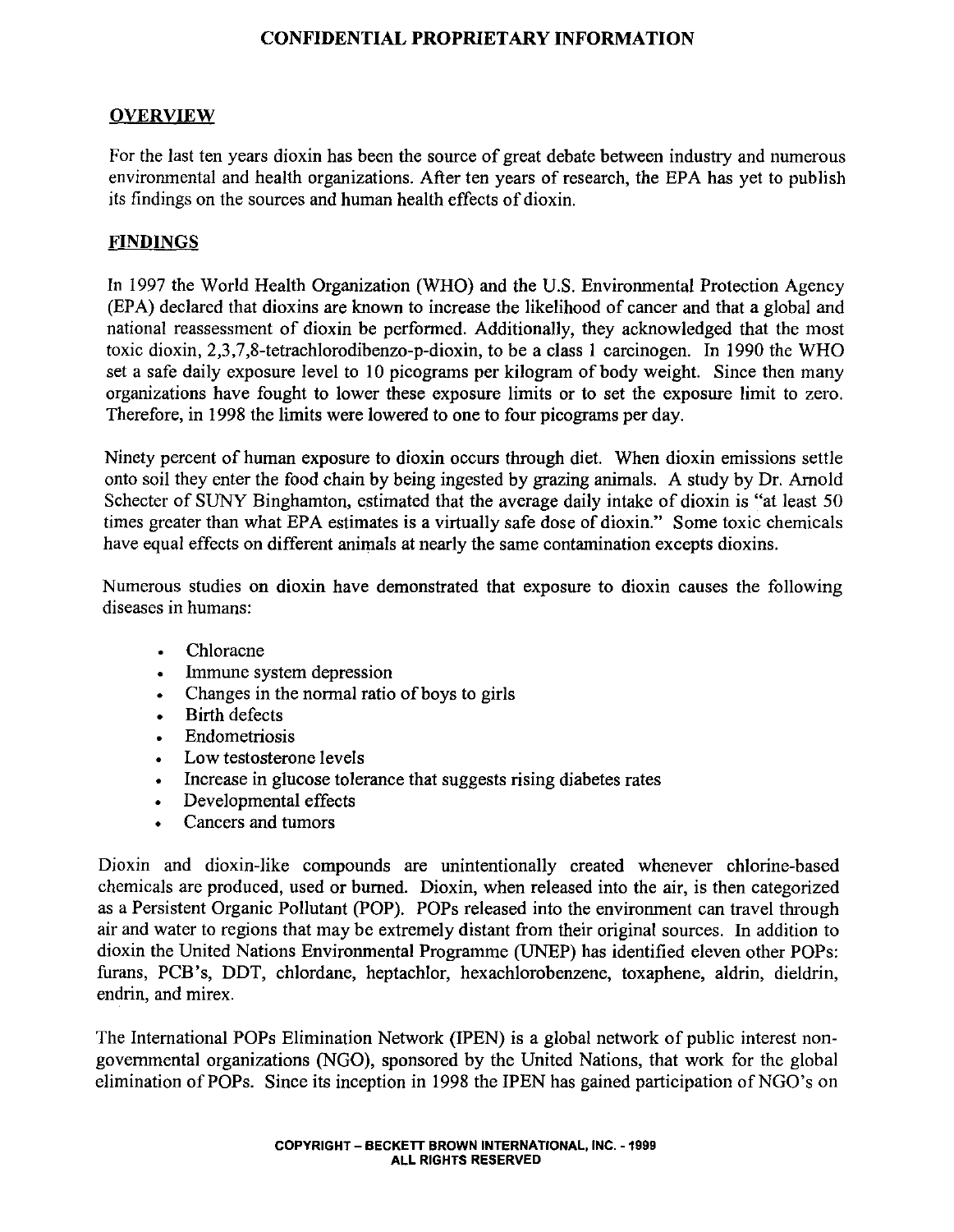CONFIDENTIAL PROPRIETARY INFORMATION

## OVERVIEW

For the last ten years dioxin has been the source of great debate between industry and numerous environmental and health organizations. After ten years of research, the EPA has yet to publish its findings on the sources and human health effects of dioxin.

## FINDINGS

In 1997 the World Health Organization (WHO) and the U.S. Environmental Protection Agency (EPA) declared that dioxins are known to increase the likelihood of cancer and that a global and national reassessment of dioxin be performed. Additionally, they acknowledged that the most toxic dioxin, 2,3,7,8-tetrachlorodibenzo-p-dioxin, to be a class 1 carcinogen. In 1990 the WHO set a safe daily exposure level to 10 picograms per kilogram of body weight. Since then many organizations have fought to lower these exposure limits or to set the exposure limit to zero. Therefore, in 1998 the limits were lowered to one to four picograms per day.

Ninety percent of human exposure to dioxin occurs through diet. When dioxin emissions settle onto soil they enter the food chain by being ingested by grazing animals. A study by Dr. Arnold Schecter of SUNY Binghamton, estimated that the average daily intake of dioxin is "at least 50 times greater than what EPA estimates is a virtually safe dose of dioxin." Some toxic chemicals have equal effects on different animals at nearly the same contamination excepts dioxins.

Numerous studies on dioxin have demonstrated that exposure to dioxin causes the following diseases in humans:

- Chloracne
- Immune system depression
- Changes in the normal ratio of boys to girls
- Birth defects
- Endometriosis
- Low testosterone levels
- Increase in glucose tolerance that suggests rising diabetes rates
- Developmental effects
- Cancers and tumors

Dioxin and dioxin-like compounds are unintentionally created whenever chlorine-based chemicals are produced, used or burned. Dioxin, when released into the air, is then categorized as a Persistent Organic Pollutant (POP). POPs released into the environment can travel through air and water to regions that may be extremely distant from their original sources. In addition to dioxin the United Nations Environmental Programme (UNEP) has identified eleven other POPs: furans, PCB's, DDT, chlordane, heptachlor, hexachlorobenzene, toxaphene, aldrin, dieldrin, endrin, and mirex.

The International POPs Elimination Network (IPEN) is a global network of public interest non-governmental organizations (NGO), sponsored by the United Nations, that work for the global elimination of POPs. Since its inception in 1998 the IPEN has gained participation of NGO's on

COPYRIGHT – BECKETT BROWN INTERNATIONAL, INC. - 1999
ALL RIGHTS RESERVED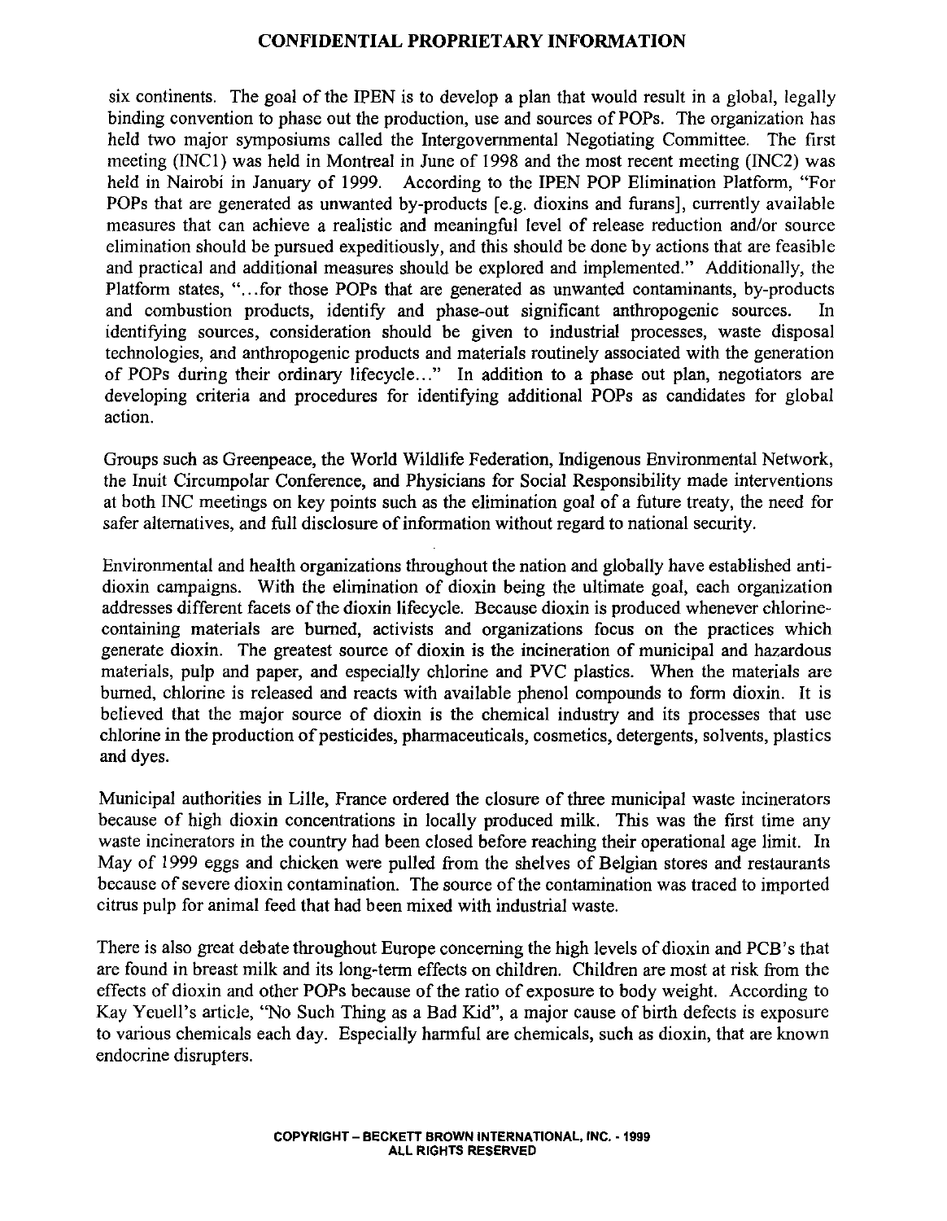six continents. The goal of the IPEN is to develop a plan that would result in a global, legally binding convention to phase out the production, use and sources of POPs. The organization has held two major symposiums called the Intergovernmental Negotiating Committee. The first meeting (INC1) was held in Montreal in June of 1998 and the most recent meeting (INC2) was held in Nairobi in January of 1999. According to the IPEN POP Elimination Platform, "For POPs that are generated as unwanted by-products [e.g. dioxins and furans], currently available measures that can achieve a realistic and meaningful level of release reduction and/or source elimination should be pursued expeditiously, and this should be done by actions that are feasible and practical and additional measures should be explored and implemented." Additionally, the Platform states, "...for those POPs that are generated as unwanted contaminants, by-products and combustion products, identify and phase-out significant anthropogenic sources. In identifying sources, consideration should be given to industrial processes, waste disposal technologies, and anthropogenic products and materials routinely associated with the generation of POPs during their ordinary lifecycle..." In addition to a phase out plan, negotiators are developing criteria and procedures for identifying additional POPs as candidates for global action.

Groups such as Greenpeace, the World Wildlife Federation, Indigenous Environmental Network, the Inuit Circumpolar Conference, and Physicians for Social Responsibility made interventions at both INC meetings on key points such as the elimination goal of a future treaty, the need for safer alternatives, and full disclosure of information without regard to national security.

Environmental and health organizations throughout the nation and globally have established anti-dioxin campaigns. With the elimination of dioxin being the ultimate goal, each organization addresses different facets of the dioxin lifecycle. Because dioxin is produced whenever chlorine-containing materials are burned, activists and organizations focus on the practices which generate dioxin. The greatest source of dioxin is the incineration of municipal and hazardous materials, pulp and paper, and especially chlorine and PVC plastics. When the materials are burned, chlorine is released and reacts with available phenol compounds to form dioxin. It is believed that the major source of dioxin is the chemical industry and its processes that use chlorine in the production of pesticides, pharmaceuticals, cosmetics, detergents, solvents, plastics and dyes.

Municipal authorities in Lille, France ordered the closure of three municipal waste incinerators because of high dioxin concentrations in locally produced milk. This was the first time any waste incinerators in the country had been closed before reaching their operational age limit. In May of 1999 eggs and chicken were pulled from the shelves of Belgian stores and restaurants because of severe dioxin contamination. The source of the contamination was traced to imported citrus pulp for animal feed that had been mixed with industrial waste.

There is also great debate throughout Europe concerning the high levels of dioxin and PCB's that are found in breast milk and its long-term effects on children. Children are most at risk from the effects of dioxin and other POPs because of the ratio of exposure to body weight. According to Kay Yeuell's article, "No Such Thing as a Bad Kid", a major cause of birth defects is exposure to various chemicals each day. Especially harmful are chemicals, such as dioxin, that are known endocrine disrupters.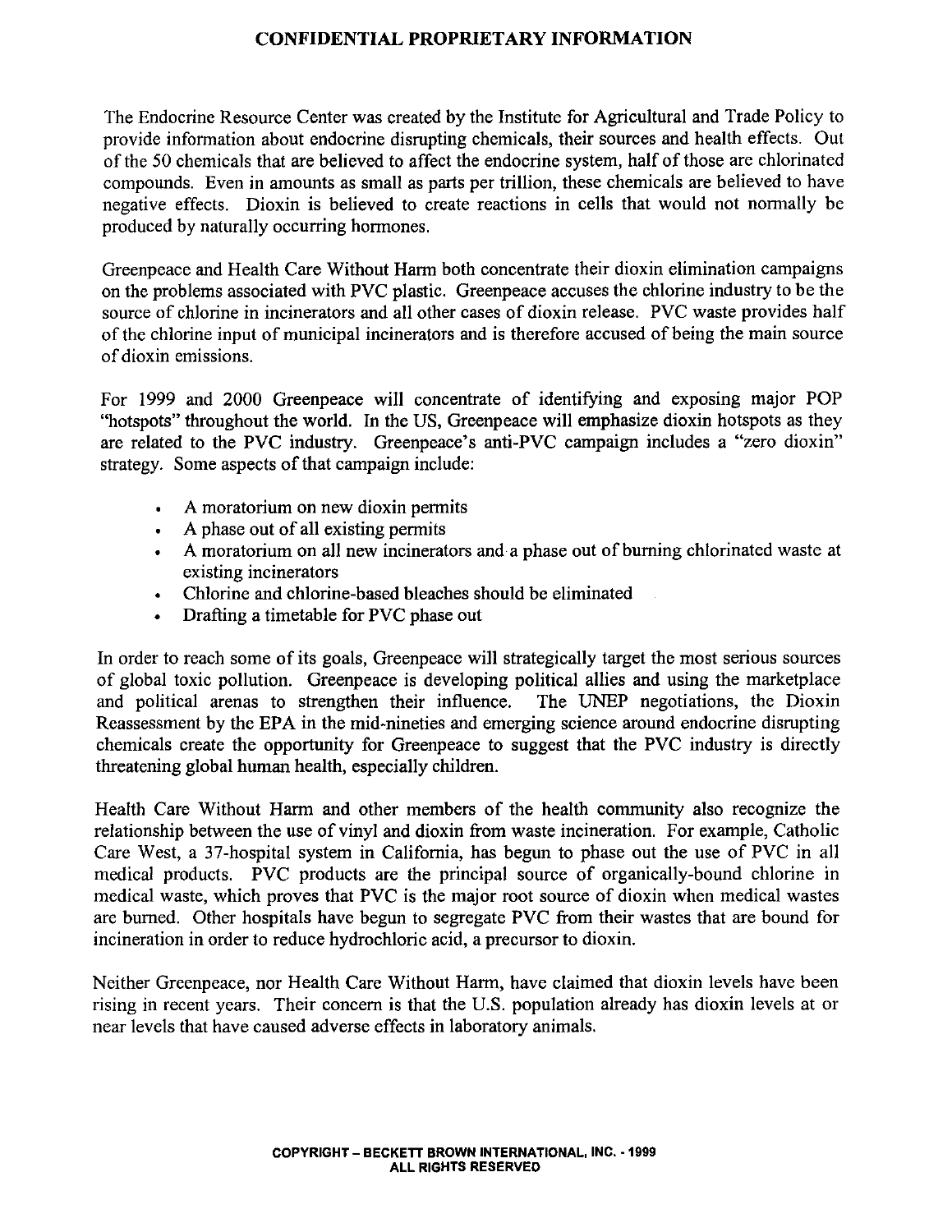**CONFIDENTIAL PROPRIETARY INFORMATION**

The Endocrine Resource Center was created by the Institute for Agricultural and Trade Policy to provide information about endocrine disrupting chemicals, their sources and health effects. Out of the 50 chemicals that are believed to affect the endocrine system, half of those are chlorinated compounds. Even in amounts as small as parts per trillion, these chemicals are believed to have negative effects. Dioxin is believed to create reactions in cells that would not normally be produced by naturally occurring hormones.

Greenpeace and Health Care Without Harm both concentrate their dioxin elimination campaigns on the problems associated with PVC plastic. Greenpeace accuses the chlorine industry to be the source of chlorine in incinerators and all other cases of dioxin release. PVC waste provides half of the chlorine input of municipal incinerators and is therefore accused of being the main source of dioxin emissions.

For 1999 and 2000 Greenpeace will concentrate of identifying and exposing major POP "hotspots" throughout the world. In the US, Greenpeace will emphasize dioxin hotspots as they are related to the PVC industry. Greenpeace's anti-PVC campaign includes a "zero dioxin" strategy. Some aspects of that campaign include:

- A moratorium on new dioxin permits
- A phase out of all existing permits
- A moratorium on all new incinerators and a phase out of burning chlorinated waste at existing incinerators
- Chlorine and chlorine-based bleaches should be eliminated
- Drafting a timetable for PVC phase out

In order to reach some of its goals, Greenpeace will strategically target the most serious sources of global toxic pollution. Greenpeace is developing political allies and using the marketplace and political arenas to strengthen their influence. The UNEP negotiations, the Dioxin Reassessment by the EPA in the mid-nineties and emerging science around endocrine disrupting chemicals create the opportunity for Greenpeace to suggest that the PVC industry is directly threatening global human health, especially children.

Health Care Without Harm and other members of the health community also recognize the relationship between the use of vinyl and dioxin from waste incineration. For example, Catholic Care West, a 37-hospital system in California, has begun to phase out the use of PVC in all medical products. PVC products are the principal source of organically-bound chlorine in medical waste, which proves that PVC is the major root source of dioxin when medical wastes are burned. Other hospitals have begun to segregate PVC from their wastes that are bound for incineration in order to reduce hydrochloric acid, a precursor to dioxin.

Neither Greenpeace, nor Health Care Without Harm, have claimed that dioxin levels have been rising in recent years. Their concern is that the U.S. population already has dioxin levels at or near levels that have caused adverse effects in laboratory animals.

**COPYRIGHT – BECKETT BROWN INTERNATIONAL, INC. - 1999**
**ALL RIGHTS RESERVED**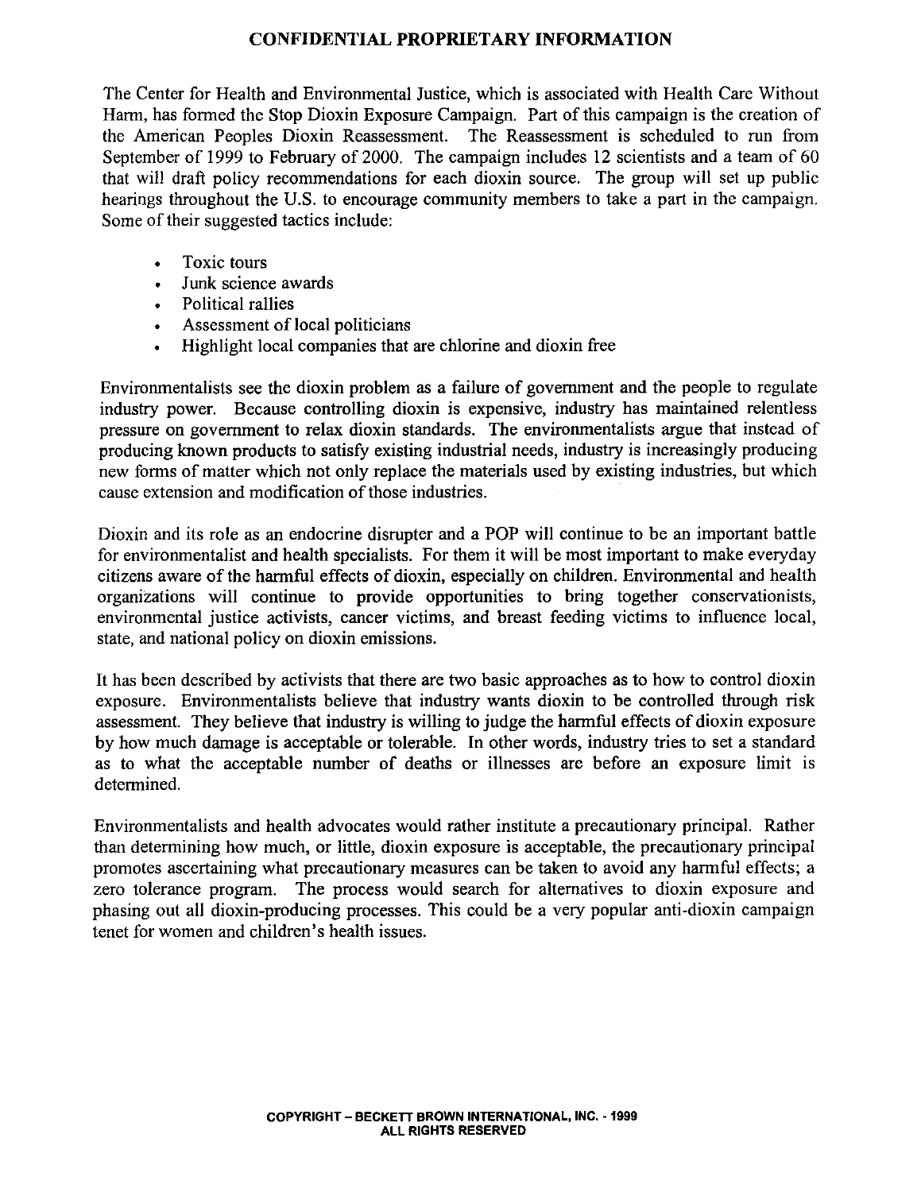The Center for Health and Environmental Justice, which is associated with Health Care Without Harm, has formed the Stop Dioxin Exposure Campaign. Part of this campaign is the creation of the American Peoples Dioxin Reassessment. The Reassessment is scheduled to run from September of 1999 to February of 2000. The campaign includes 12 scientists and a team of 60 that will draft policy recommendations for each dioxin source. The group will set up public hearings throughout the U.S. to encourage community members to take a part in the campaign. Some of their suggested tactics include:

- Toxic tours
- Junk science awards
- Political rallies
- Assessment of local politicians
- Highlight local companies that are chlorine and dioxin free

Environmentalists see the dioxin problem as a failure of government and the people to regulate industry power. Because controlling dioxin is expensive, industry has maintained relentless pressure on government to relax dioxin standards. The environmentalists argue that instead of producing known products to satisfy existing industrial needs, industry is increasingly producing new forms of matter which not only replace the materials used by existing industries, but which cause extension and modification of those industries.

Dioxin and its role as an endocrine disrupter and a POP will continue to be an important battle for environmentalist and health specialists. For them it will be most important to make everyday citizens aware of the harmful effects of dioxin, especially on children. Environmental and health organizations will continue to provide opportunities to bring together conservationists, environmental justice activists, cancer victims, and breast feeding victims to influence local, state, and national policy on dioxin emissions.

It has been described by activists that there are two basic approaches as to how to control dioxin exposure. Environmentalists believe that industry wants dioxin to be controlled through risk assessment. They believe that industry is willing to judge the harmful effects of dioxin exposure by how much damage is acceptable or tolerable. In other words, industry tries to set a standard as to what the acceptable number of deaths or illnesses are before an exposure limit is determined.

Environmentalists and health advocates would rather institute a precautionary principal. Rather than determining how much, or little, dioxin exposure is acceptable, the precautionary principal promotes ascertaining what precautionary measures can be taken to avoid any harmful effects; a zero tolerance program. The process would search for alternatives to dioxin exposure and phasing out all dioxin-producing processes. This could be a very popular anti-dioxin campaign tenet for women and children's health issues.